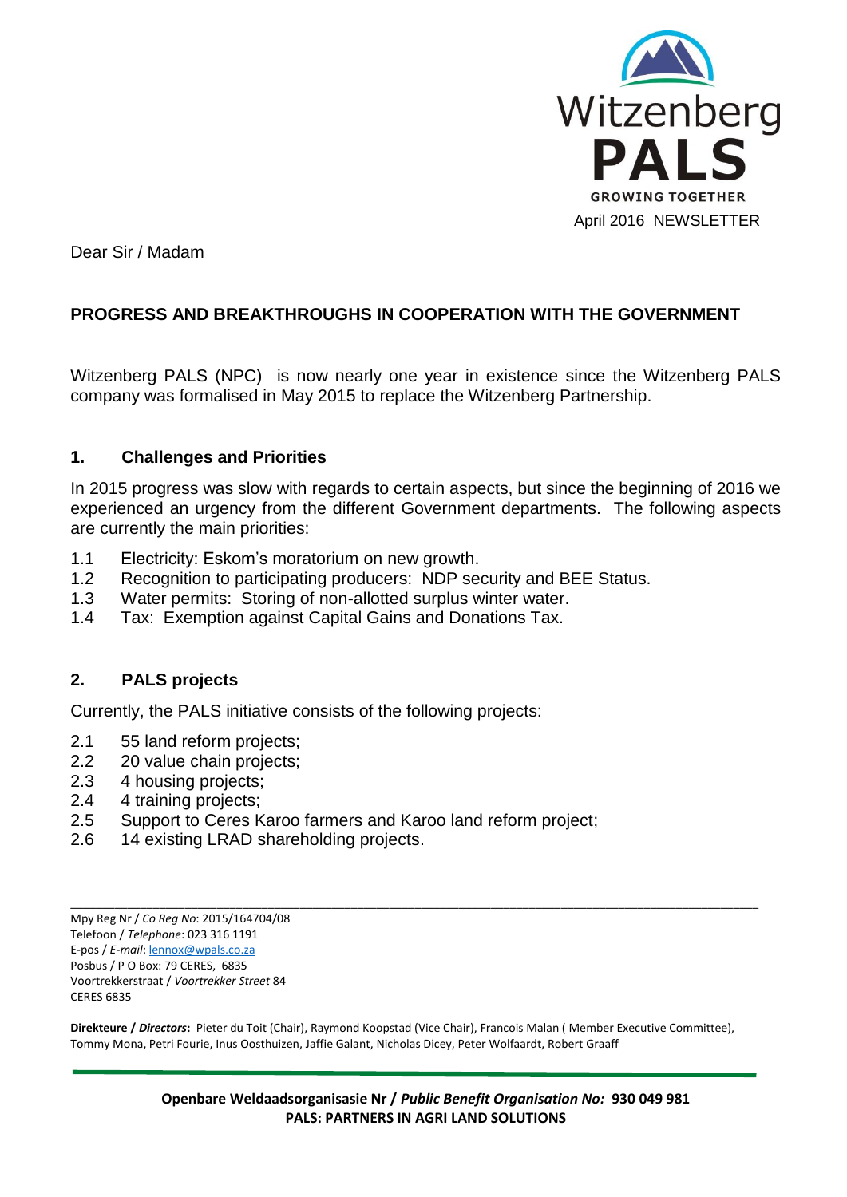Witzenberg

**PALS**

**GROWING TOGETHER**

April 2016 NEWSLETTER

Dear Sir / Madam

## PROGRESS AND BREAKTHROUGHS IN COOPERATION WITH THE GOVERNMENT

Witzenberg PALS (NPC) is now nearly one year in existence since the Witzenberg PALS company was formalised in May 2015 to replace the Witzenberg Partnership.

### 1. Challenges and Priorities

In 2015 progress was slow with regards to certain aspects, but since the beginning of 2016 we experienced an urgency from the different Government departments. The following aspects are currently the main priorities:

1.1 Electricity: Eskom's moratorium on new growth.
1.2 Recognition to participating producers: NDP security and BEE Status.
1.3 Water permits: Storing of non-allotted surplus winter water.
1.4 Tax: Exemption against Capital Gains and Donations Tax.

### 2. PALS projects

Currently, the PALS initiative consists of the following projects:

2.1 55 land reform projects;
2.2 20 value chain projects;
2.3 4 housing projects;
2.4 4 training projects;
2.5 Support to Ceres Karoo farmers and Karoo land reform project;
2.6 14 existing LRAD shareholding projects.

---

Mpy Reg Nr / *Co Reg No*: 2015/164704/08
Telefoon / *Telephone*: 023 316 1191
E-pos / *E-mail*: lennox@wpals.co.za
Posbus / P O Box: 79 CERES, 6835
Voortrekkerstraat / *Voortrekker Street* 84
CERES 6835

**Direkteure / *Directors*:** Pieter du Toit (Chair), Raymond Koopstad (Vice Chair), Francois Malan ( Member Executive Committee), Tommy Mona, Petri Fourie, Inus Oosthuizen, Jaffie Galant, Nicholas Dicey, Peter Wolfaardt, Robert Graaff

**Openbare Weldaadsorganisasie Nr / *Public Benefit Organisation No:* 930 049 981**
**PALS: PARTNERS IN AGRI LAND SOLUTIONS**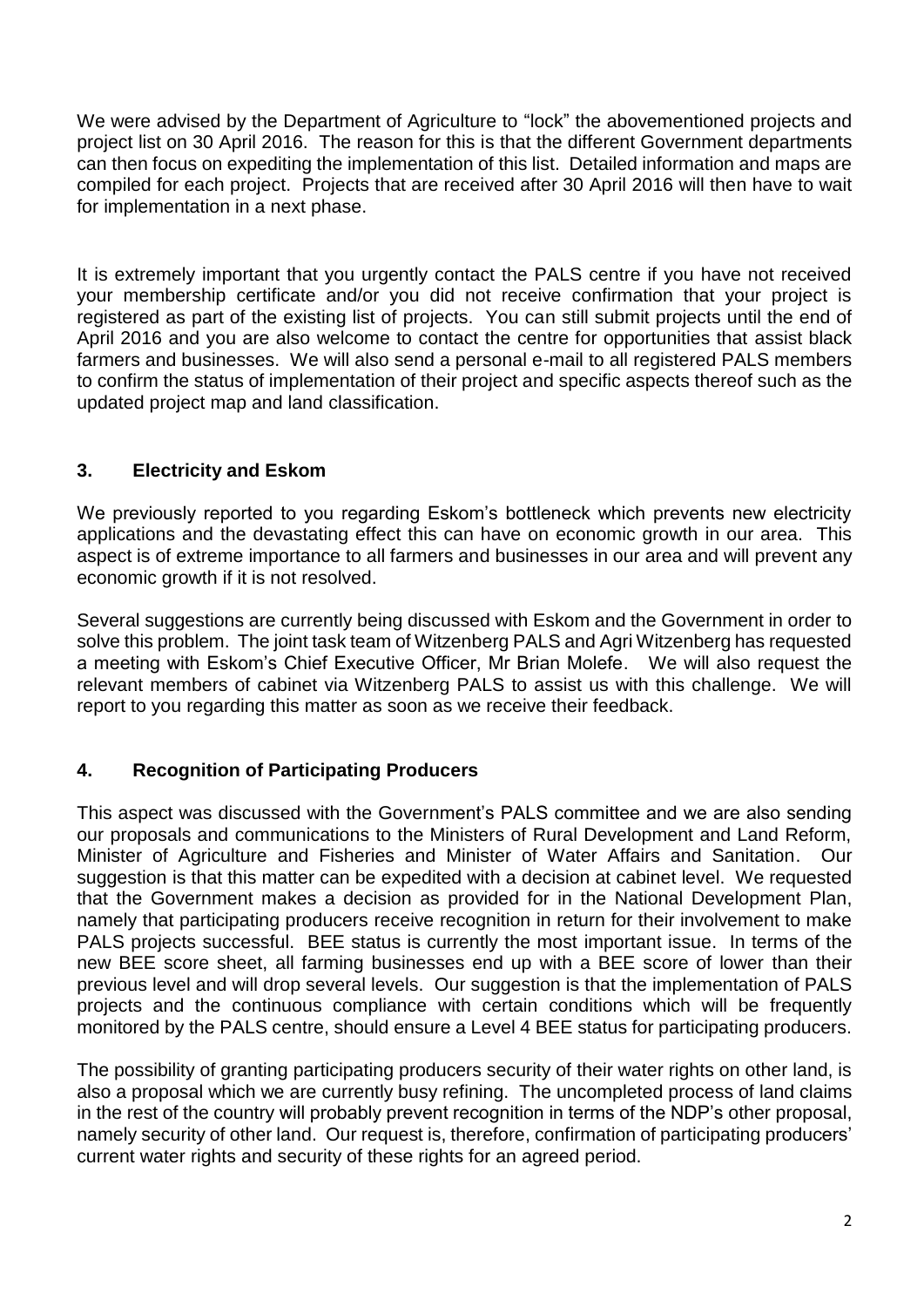We were advised by the Department of Agriculture to "lock" the abovementioned projects and project list on 30 April 2016. The reason for this is that the different Government departments can then focus on expediting the implementation of this list. Detailed information and maps are compiled for each project. Projects that are received after 30 April 2016 will then have to wait for implementation in a next phase.

It is extremely important that you urgently contact the PALS centre if you have not received your membership certificate and/or you did not receive confirmation that your project is registered as part of the existing list of projects. You can still submit projects until the end of April 2016 and you are also welcome to contact the centre for opportunities that assist black farmers and businesses. We will also send a personal e-mail to all registered PALS members to confirm the status of implementation of their project and specific aspects thereof such as the updated project map and land classification.

## 3. Electricity and Eskom

We previously reported to you regarding Eskom's bottleneck which prevents new electricity applications and the devastating effect this can have on economic growth in our area. This aspect is of extreme importance to all farmers and businesses in our area and will prevent any economic growth if it is not resolved.

Several suggestions are currently being discussed with Eskom and the Government in order to solve this problem. The joint task team of Witzenberg PALS and Agri Witzenberg has requested a meeting with Eskom's Chief Executive Officer, Mr Brian Molefe. We will also request the relevant members of cabinet via Witzenberg PALS to assist us with this challenge. We will report to you regarding this matter as soon as we receive their feedback.

## 4. Recognition of Participating Producers

This aspect was discussed with the Government's PALS committee and we are also sending our proposals and communications to the Ministers of Rural Development and Land Reform, Minister of Agriculture and Fisheries and Minister of Water Affairs and Sanitation. Our suggestion is that this matter can be expedited with a decision at cabinet level. We requested that the Government makes a decision as provided for in the National Development Plan, namely that participating producers receive recognition in return for their involvement to make PALS projects successful. BEE status is currently the most important issue. In terms of the new BEE score sheet, all farming businesses end up with a BEE score of lower than their previous level and will drop several levels. Our suggestion is that the implementation of PALS projects and the continuous compliance with certain conditions which will be frequently monitored by the PALS centre, should ensure a Level 4 BEE status for participating producers.

The possibility of granting participating producers security of their water rights on other land, is also a proposal which we are currently busy refining. The uncompleted process of land claims in the rest of the country will probably prevent recognition in terms of the NDP's other proposal, namely security of other land. Our request is, therefore, confirmation of participating producers' current water rights and security of these rights for an agreed period.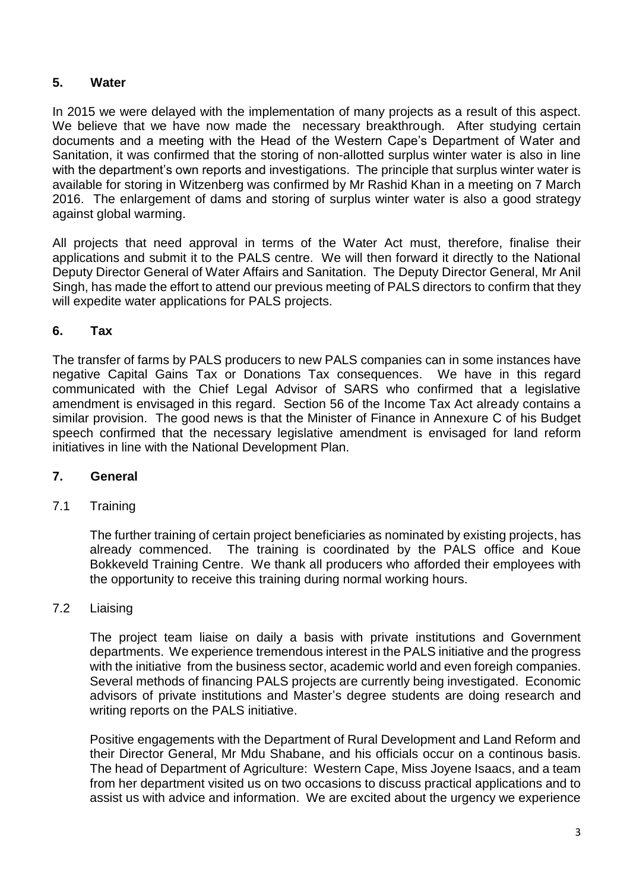## 5. Water

In 2015 we were delayed with the implementation of many projects as a result of this aspect. We believe that we have now made the necessary breakthrough. After studying certain documents and a meeting with the Head of the Western Cape's Department of Water and Sanitation, it was confirmed that the storing of non-allotted surplus winter water is also in line with the department's own reports and investigations. The principle that surplus winter water is available for storing in Witzenberg was confirmed by Mr Rashid Khan in a meeting on 7 March 2016. The enlargement of dams and storing of surplus winter water is also a good strategy against global warming.

All projects that need approval in terms of the Water Act must, therefore, finalise their applications and submit it to the PALS centre. We will then forward it directly to the National Deputy Director General of Water Affairs and Sanitation. The Deputy Director General, Mr Anil Singh, has made the effort to attend our previous meeting of PALS directors to confirm that they will expedite water applications for PALS projects.

## 6. Tax

The transfer of farms by PALS producers to new PALS companies can in some instances have negative Capital Gains Tax or Donations Tax consequences. We have in this regard communicated with the Chief Legal Advisor of SARS who confirmed that a legislative amendment is envisaged in this regard. Section 56 of the Income Tax Act already contains a similar provision. The good news is that the Minister of Finance in Annexure C of his Budget speech confirmed that the necessary legislative amendment is envisaged for land reform initiatives in line with the National Development Plan.

## 7. General

### 7.1 Training

The further training of certain project beneficiaries as nominated by existing projects, has already commenced. The training is coordinated by the PALS office and Koue Bokkeveld Training Centre. We thank all producers who afforded their employees with the opportunity to receive this training during normal working hours.

### 7.2 Liaising

The project team liaise on daily a basis with private institutions and Government departments. We experience tremendous interest in the PALS initiative and the progress with the initiative from the business sector, academic world and even foreigh companies. Several methods of financing PALS projects are currently being investigated. Economic advisors of private institutions and Master's degree students are doing research and writing reports on the PALS initiative.

Positive engagements with the Department of Rural Development and Land Reform and their Director General, Mr Mdu Shabane, and his officials occur on a continous basis. The head of Department of Agriculture: Western Cape, Miss Joyene Isaacs, and a team from her department visited us on two occasions to discuss practical applications and to assist us with advice and information. We are excited about the urgency we experience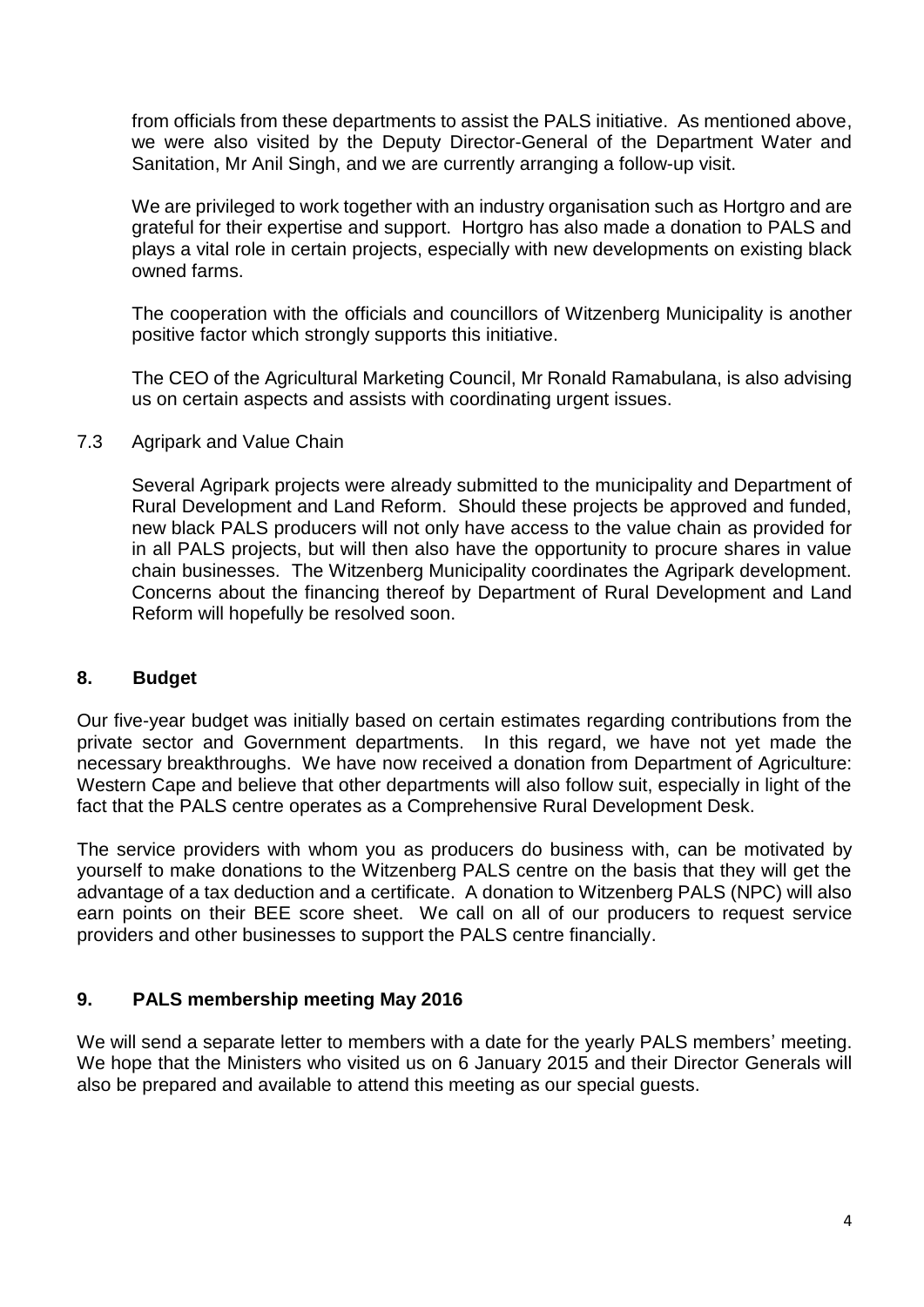from officials from these departments to assist the PALS initiative. As mentioned above, we were also visited by the Deputy Director-General of the Department Water and Sanitation, Mr Anil Singh, and we are currently arranging a follow-up visit.

We are privileged to work together with an industry organisation such as Hortgro and are grateful for their expertise and support. Hortgro has also made a donation to PALS and plays a vital role in certain projects, especially with new developments on existing black owned farms.

The cooperation with the officials and councillors of Witzenberg Municipality is another positive factor which strongly supports this initiative.

The CEO of the Agricultural Marketing Council, Mr Ronald Ramabulana, is also advising us on certain aspects and assists with coordinating urgent issues.

### 7.3 Agripark and Value Chain

Several Agripark projects were already submitted to the municipality and Department of Rural Development and Land Reform. Should these projects be approved and funded, new black PALS producers will not only have access to the value chain as provided for in all PALS projects, but will then also have the opportunity to procure shares in value chain businesses. The Witzenberg Municipality coordinates the Agripark development. Concerns about the financing thereof by Department of Rural Development and Land Reform will hopefully be resolved soon.

## 8. Budget

Our five-year budget was initially based on certain estimates regarding contributions from the private sector and Government departments. In this regard, we have not yet made the necessary breakthroughs. We have now received a donation from Department of Agriculture: Western Cape and believe that other departments will also follow suit, especially in light of the fact that the PALS centre operates as a Comprehensive Rural Development Desk.

The service providers with whom you as producers do business with, can be motivated by yourself to make donations to the Witzenberg PALS centre on the basis that they will get the advantage of a tax deduction and a certificate. A donation to Witzenberg PALS (NPC) will also earn points on their BEE score sheet. We call on all of our producers to request service providers and other businesses to support the PALS centre financially.

## 9. PALS membership meeting May 2016

We will send a separate letter to members with a date for the yearly PALS members' meeting. We hope that the Ministers who visited us on 6 January 2015 and their Director Generals will also be prepared and available to attend this meeting as our special guests.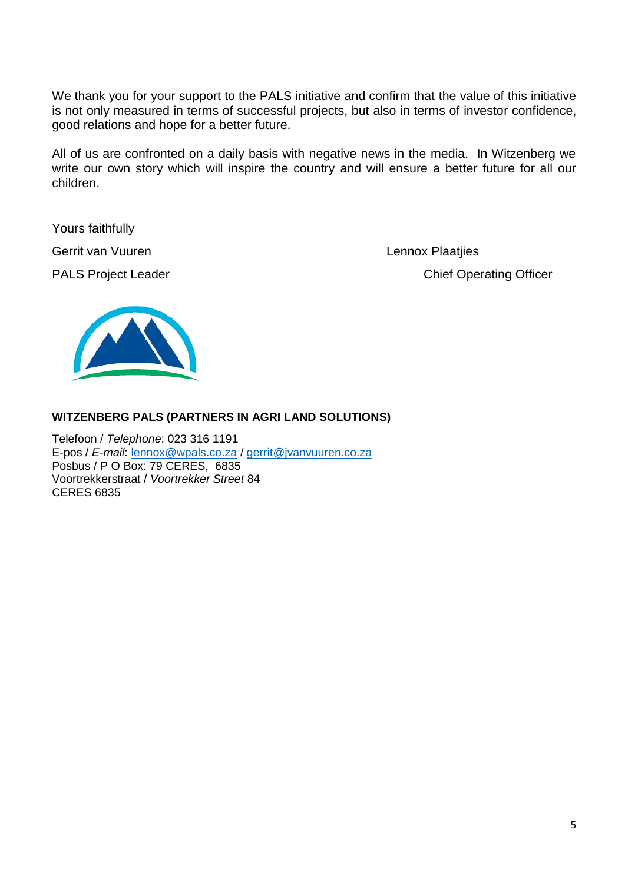We thank you for your support to the PALS initiative and confirm that the value of this initiative is not only measured in terms of successful projects, but also in terms of investor confidence, good relations and hope for a better future.

All of us are confronted on a daily basis with negative news in the media. In Witzenberg we write our own story which will inspire the country and will ensure a better future for all our children.

Yours faithfully

Gerrit van Vuuren — PALS Project Leader

Lennox Plaatjies — Chief Operating Officer

**WITZENBERG PALS (PARTNERS IN AGRI LAND SOLUTIONS)**

Telefoon / *Telephone*: 023 316 1191
E-pos / *E-mail*: lennox@wpals.co.za / gerrit@jvanvuuren.co.za
Posbus / P O Box: 79 CERES, 6835
Voortrekkerstraat / *Voortrekker Street* 84
CERES 6835